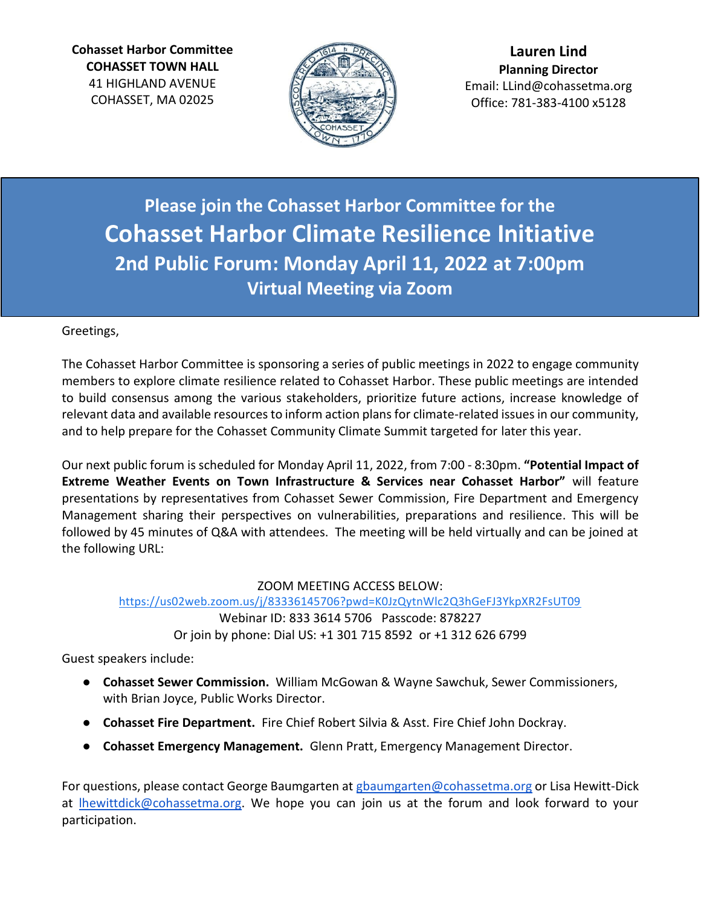**Cohasset Harbor Committee**
**COHASSET TOWN HALL**
41 HIGHLAND AVENUE
COHASSET, MA 02025

**Lauren Lind**
**Planning Director**
Email: LLind@cohassetma.org
Office: 781-383-4100 x5128

## Please join the Cohasset Harbor Committee for the

# Cohasset Harbor Climate Resilience Initiative

## 2nd Public Forum: Monday April 11, 2022 at 7:00pm

### Virtual Meeting via Zoom

Greetings,

The Cohasset Harbor Committee is sponsoring a series of public meetings in 2022 to engage community members to explore climate resilience related to Cohasset Harbor. These public meetings are intended to build consensus among the various stakeholders, prioritize future actions, increase knowledge of relevant data and available resources to inform action plans for climate-related issues in our community, and to help prepare for the Cohasset Community Climate Summit targeted for later this year.

Our next public forum is scheduled for Monday April 11, 2022, from 7:00 - 8:30pm. **"Potential Impact of Extreme Weather Events on Town Infrastructure & Services near Cohasset Harbor"** will feature presentations by representatives from Cohasset Sewer Commission, Fire Department and Emergency Management sharing their perspectives on vulnerabilities, preparations and resilience. This will be followed by 45 minutes of Q&A with attendees. The meeting will be held virtually and can be joined at the following URL:

ZOOM MEETING ACCESS BELOW:
https://us02web.zoom.us/j/83336145706?pwd=K0JzQytnWlc2Q3hGeFJ3YkpXR2FsUT09
Webinar ID: 833 3614 5706 Passcode: 878227
Or join by phone: Dial US: +1 301 715 8592 or +1 312 626 6799

Guest speakers include:

- **Cohasset Sewer Commission.** William McGowan & Wayne Sawchuk, Sewer Commissioners, with Brian Joyce, Public Works Director.
- **Cohasset Fire Department.** Fire Chief Robert Silvia & Asst. Fire Chief John Dockray.
- **Cohasset Emergency Management.** Glenn Pratt, Emergency Management Director.

For questions, please contact George Baumgarten at gbaumgarten@cohassetma.org or Lisa Hewitt-Dick at lhewittdick@cohassetma.org. We hope you can join us at the forum and look forward to your participation.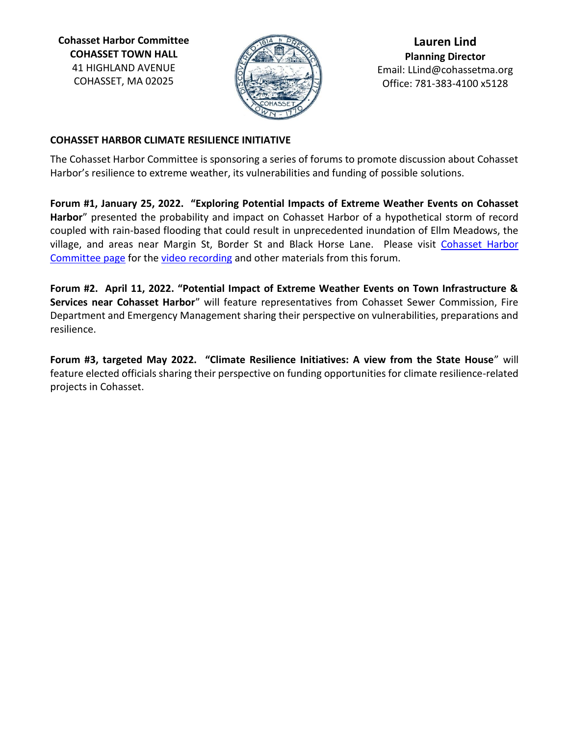**Cohasset Harbor Committee**
**COHASSET TOWN HALL**
41 HIGHLAND AVENUE
COHASSET, MA 02025

**Lauren Lind**
**Planning Director**
Email: LLind@cohassetma.org
Office: 781-383-4100 x5128

**COHASSET HARBOR CLIMATE RESILIENCE INITIATIVE**

The Cohasset Harbor Committee is sponsoring a series of forums to promote discussion about Cohasset Harbor's resilience to extreme weather, its vulnerabilities and funding of possible solutions.

**Forum #1, January 25, 2022. "Exploring Potential Impacts of Extreme Weather Events on Cohasset Harbor**" presented the probability and impact on Cohasset Harbor of a hypothetical storm of record coupled with rain-based flooding that could result in unprecedented inundation of Ellm Meadows, the village, and areas near Margin St, Border St and Black Horse Lane. Please visit [Cohasset Harbor Committee page]() for the [video recording]() and other materials from this forum.

**Forum #2. April 11, 2022. "Potential Impact of Extreme Weather Events on Town Infrastructure & Services near Cohasset Harbor**" will feature representatives from Cohasset Sewer Commission, Fire Department and Emergency Management sharing their perspective on vulnerabilities, preparations and resilience.

**Forum #3, targeted May 2022. "Climate Resilience Initiatives: A view from the State House**" will feature elected officials sharing their perspective on funding opportunities for climate resilience-related projects in Cohasset.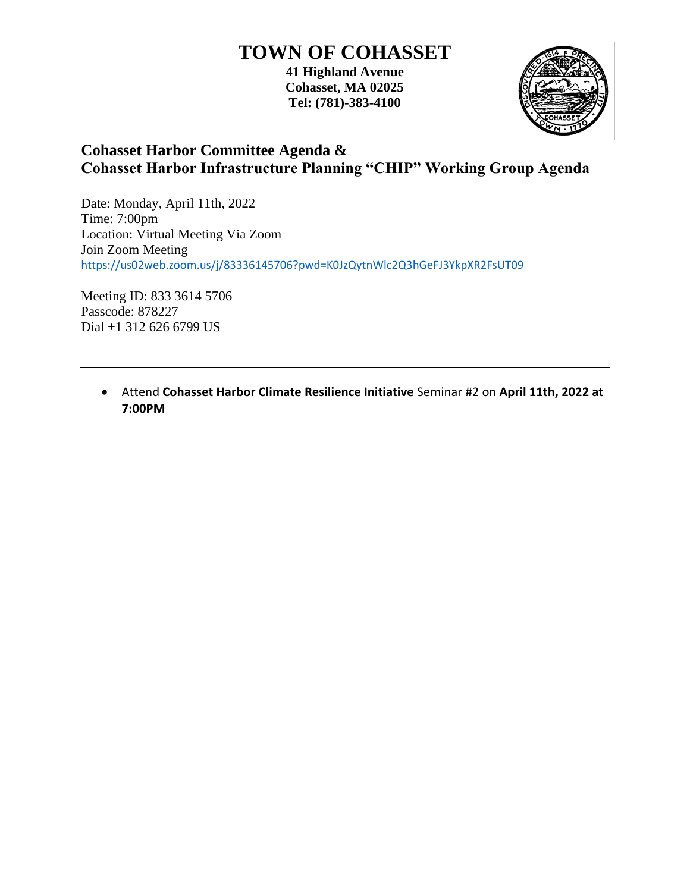# TOWN OF COHASSET

**41 Highland Avenue**
**Cohasset, MA 02025**
**Tel: (781)-383-4100**

## Cohasset Harbor Committee Agenda & Cohasset Harbor Infrastructure Planning "CHIP" Working Group Agenda

Date: Monday, April 11th, 2022
Time: 7:00pm
Location: Virtual Meeting Via Zoom
Join Zoom Meeting
https://us02web.zoom.us/j/83336145706?pwd=K0JzQytnWlc2Q3hGeFJ3YkpXR2FsUT09

Meeting ID: 833 3614 5706
Passcode: 878227
Dial +1 312 626 6799 US

---

- Attend **Cohasset Harbor Climate Resilience Initiative** Seminar #2 on **April 11th, 2022 at 7:00PM**